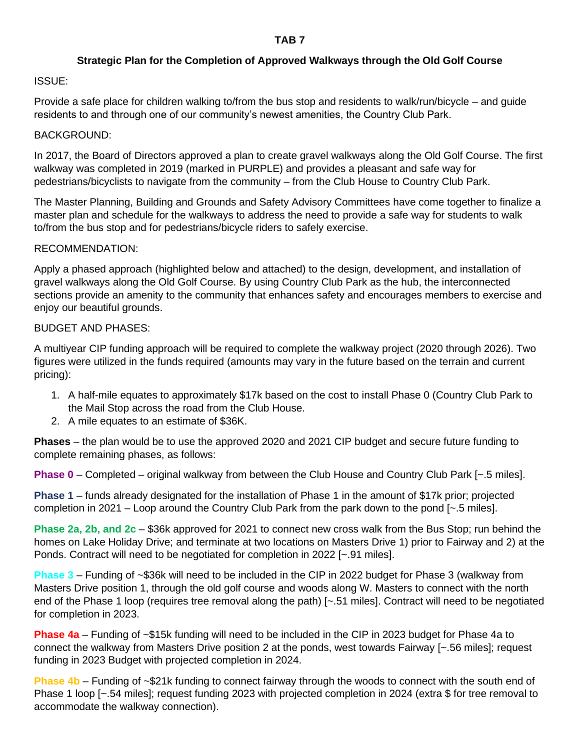# TAB 7

## Strategic Plan for the Completion of Approved Walkways through the Old Golf Course

ISSUE:

Provide a safe place for children walking to/from the bus stop and residents to walk/run/bicycle – and guide residents to and through one of our community's newest amenities, the Country Club Park.

BACKGROUND:

In 2017, the Board of Directors approved a plan to create gravel walkways along the Old Golf Course. The first walkway was completed in 2019 (marked in PURPLE) and provides a pleasant and safe way for pedestrians/bicyclists to navigate from the community – from the Club House to Country Club Park.

The Master Planning, Building and Grounds and Safety Advisory Committees have come together to finalize a master plan and schedule for the walkways to address the need to provide a safe way for students to walk to/from the bus stop and for pedestrians/bicycle riders to safely exercise.

RECOMMENDATION:

Apply a phased approach (highlighted below and attached) to the design, development, and installation of gravel walkways along the Old Golf Course. By using Country Club Park as the hub, the interconnected sections provide an amenity to the community that enhances safety and encourages members to exercise and enjoy our beautiful grounds.

BUDGET AND PHASES:

A multiyear CIP funding approach will be required to complete the walkway project (2020 through 2026). Two figures were utilized in the funds required (amounts may vary in the future based on the terrain and current pricing):

1. A half-mile equates to approximately $17k based on the cost to install Phase 0 (Country Club Park to the Mail Stop across the road from the Club House.
2. A mile equates to an estimate of $36K.

**Phases** – the plan would be to use the approved 2020 and 2021 CIP budget and secure future funding to complete remaining phases, as follows:

**Phase 0** – Completed – original walkway from between the Club House and Country Club Park [~.5 miles].

**Phase 1** – funds already designated for the installation of Phase 1 in the amount of $17k prior; projected completion in 2021 – Loop around the Country Club Park from the park down to the pond [~.5 miles].

**Phase 2a, 2b, and 2c** – $36k approved for 2021 to connect new cross walk from the Bus Stop; run behind the homes on Lake Holiday Drive; and terminate at two locations on Masters Drive 1) prior to Fairway and 2) at the Ponds. Contract will need to be negotiated for completion in 2022 [~.91 miles].

**Phase 3** – Funding of ~$36k will need to be included in the CIP in 2022 budget for Phase 3 (walkway from Masters Drive position 1, through the old golf course and woods along W. Masters to connect with the north end of the Phase 1 loop (requires tree removal along the path) [~.51 miles]. Contract will need to be negotiated for completion in 2023.

**Phase 4a** – Funding of ~$15k funding will need to be included in the CIP in 2023 budget for Phase 4a to connect the walkway from Masters Drive position 2 at the ponds, west towards Fairway [~.56 miles]; request funding in 2023 Budget with projected completion in 2024.

**Phase 4b** – Funding of ~$21k funding to connect fairway through the woods to connect with the south end of Phase 1 loop [~.54 miles]; request funding 2023 with projected completion in 2024 (extra $ for tree removal to accommodate the walkway connection).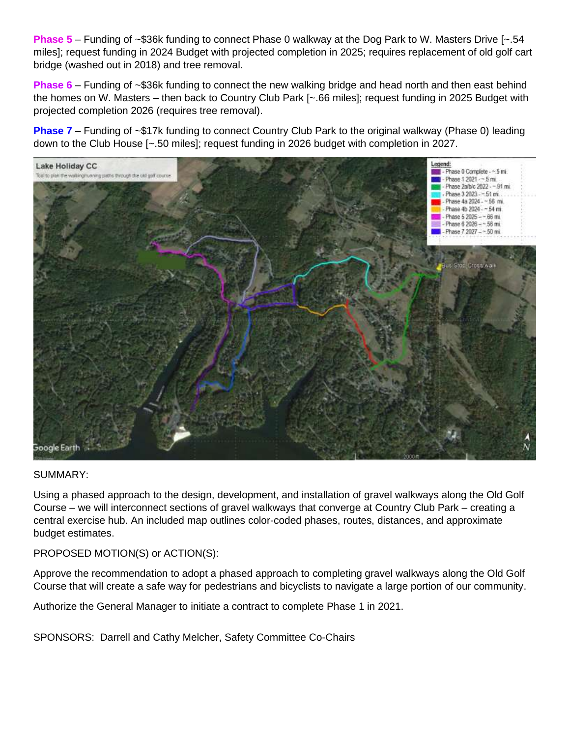**Phase 5** – Funding of ~$36k funding to connect Phase 0 walkway at the Dog Park to W. Masters Drive [~.54 miles]; request funding in 2024 Budget with projected completion in 2025; requires replacement of old golf cart bridge (washed out in 2018) and tree removal.

**Phase 6** – Funding of ~$36k funding to connect the new walking bridge and head north and then east behind the homes on W. Masters – then back to Country Club Park [~.66 miles]; request funding in 2025 Budget with projected completion 2026 (requires tree removal).

**Phase 7** – Funding of ~$17k funding to connect Country Club Park to the original walkway (Phase 0) leading down to the Club House [~.50 miles]; request funding in 2026 budget with completion in 2027.

SUMMARY:

Using a phased approach to the design, development, and installation of gravel walkways along the Old Golf Course – we will interconnect sections of gravel walkways that converge at Country Club Park – creating a central exercise hub. An included map outlines color-coded phases, routes, distances, and approximate budget estimates.

PROPOSED MOTION(S) or ACTION(S):

Approve the recommendation to adopt a phased approach to completing gravel walkways along the Old Golf Course that will create a safe way for pedestrians and bicyclists to navigate a large portion of our community.

Authorize the General Manager to initiate a contract to complete Phase 1 in 2021.

SPONSORS: Darrell and Cathy Melcher, Safety Committee Co-Chairs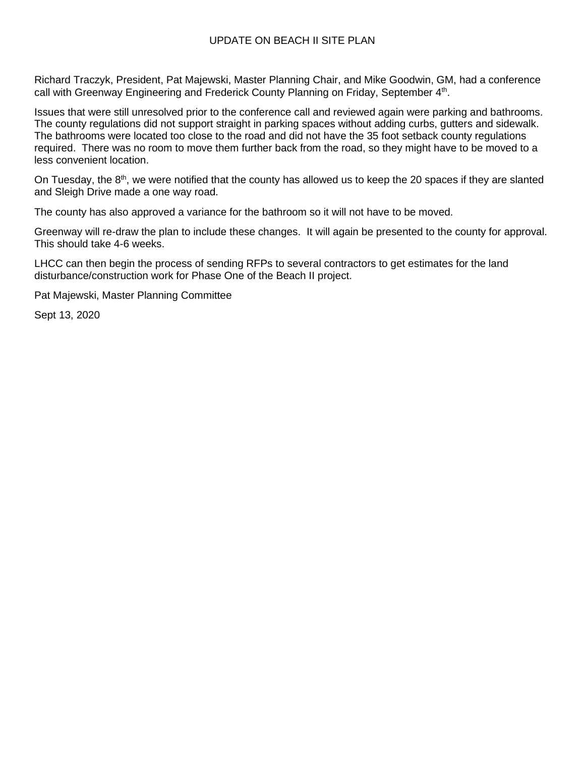# UPDATE ON BEACH II SITE PLAN

Richard Traczyk, President, Pat Majewski, Master Planning Chair, and Mike Goodwin, GM, had a conference call with Greenway Engineering and Frederick County Planning on Friday, September 4th.

Issues that were still unresolved prior to the conference call and reviewed again were parking and bathrooms. The county regulations did not support straight in parking spaces without adding curbs, gutters and sidewalk. The bathrooms were located too close to the road and did not have the 35 foot setback county regulations required. There was no room to move them further back from the road, so they might have to be moved to a less convenient location.

On Tuesday, the 8th, we were notified that the county has allowed us to keep the 20 spaces if they are slanted and Sleigh Drive made a one way road.

The county has also approved a variance for the bathroom so it will not have to be moved.

Greenway will re-draw the plan to include these changes. It will again be presented to the county for approval. This should take 4-6 weeks.

LHCC can then begin the process of sending RFPs to several contractors to get estimates for the land disturbance/construction work for Phase One of the Beach II project.

Pat Majewski, Master Planning Committee

Sept 13, 2020